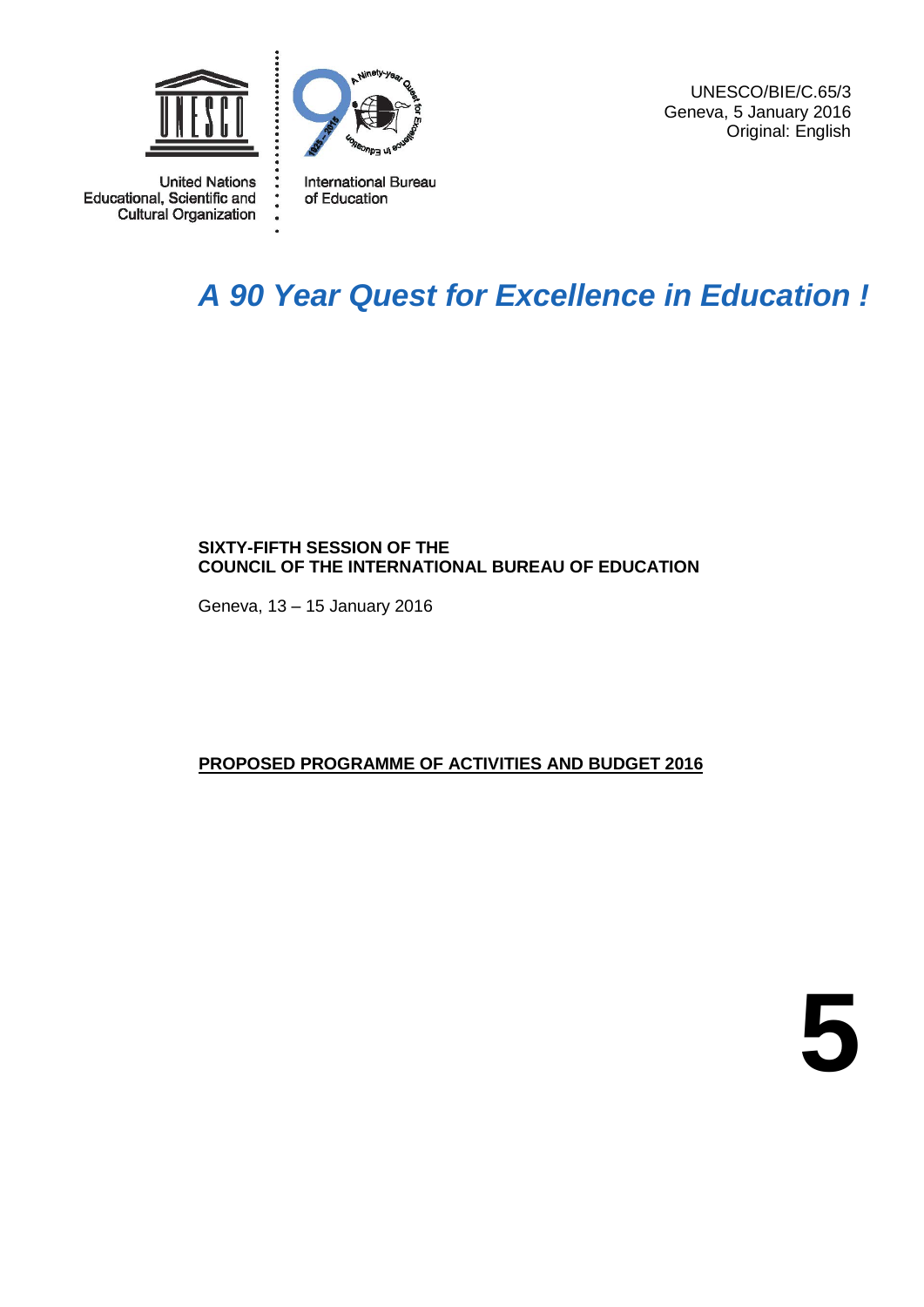United Nations Educational, Scientific and Cultural Organization

International Bureau of Education

UNESCO/BIE/C.65/3
Geneva, 5 January 2016
Original: English

# *A 90 Year Quest for Excellence in Education !*

**SIXTY-FIFTH SESSION OF THE**
**COUNCIL OF THE INTERNATIONAL BUREAU OF EDUCATION**

Geneva, 13 – 15 January 2016

## PROPOSED PROGRAMME OF ACTIVITIES AND BUDGET 2016

**5**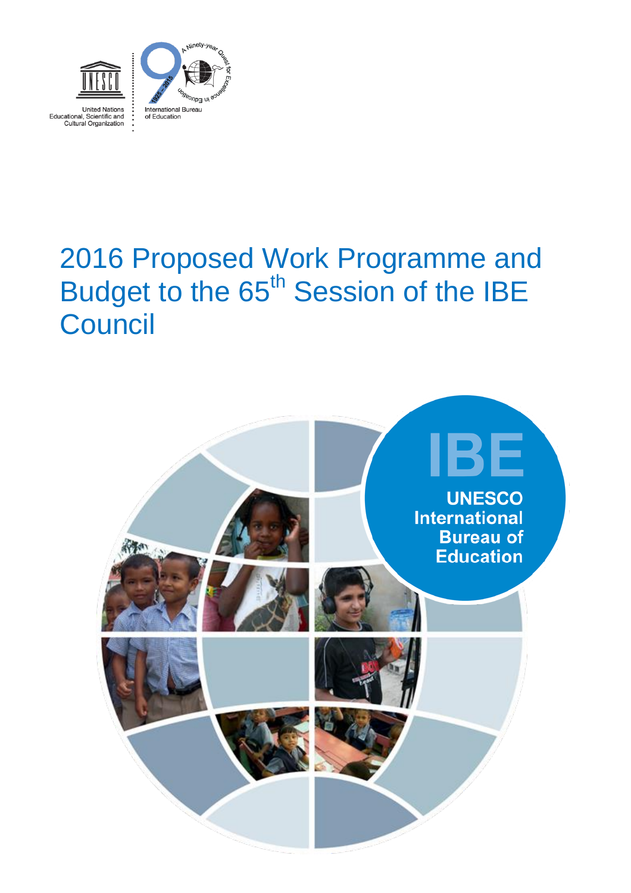United Nations Educational, Scientific and Cultural Organization

International Bureau of Education

# 2016 Proposed Work Programme and Budget to the 65th Session of the IBE Council

IBE

UNESCO International Bureau of Education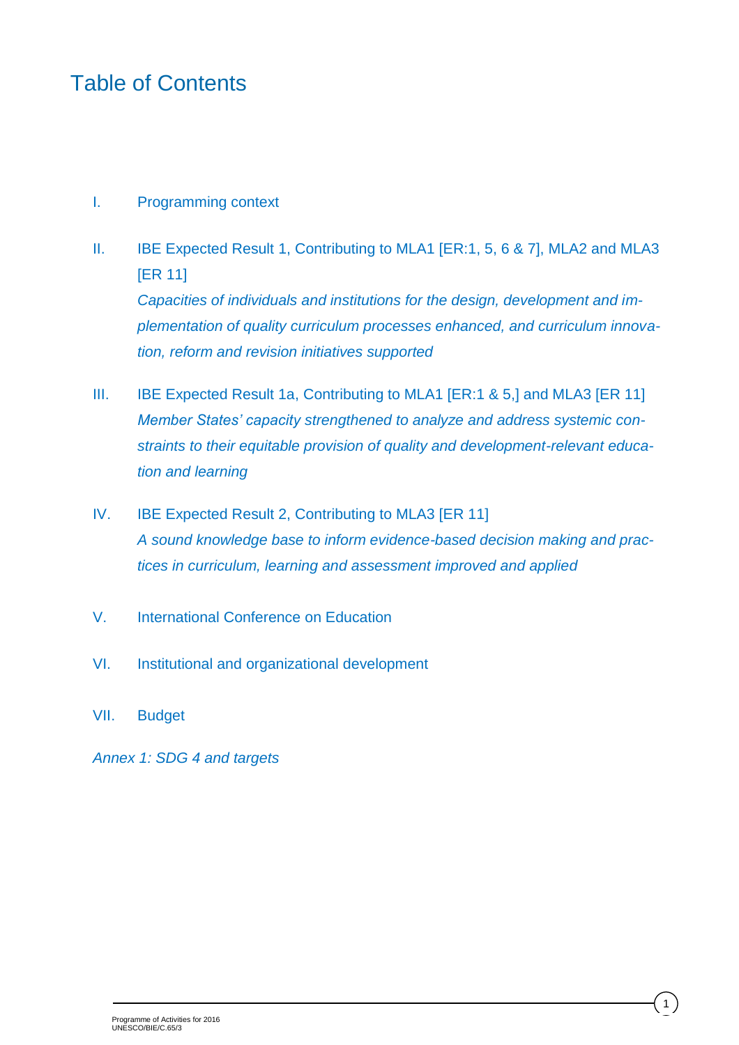# Table of Contents

I. Programming context

II. IBE Expected Result 1, Contributing to MLA1 [ER:1, 5, 6 & 7], MLA2 and MLA3 [ER 11]
*Capacities of individuals and institutions for the design, development and implementation of quality curriculum processes enhanced, and curriculum innovation, reform and revision initiatives supported*

III. IBE Expected Result 1a, Contributing to MLA1 [ER:1 & 5,] and MLA3 [ER 11]
*Member States' capacity strengthened to analyze and address systemic constraints to their equitable provision of quality and development-relevant education and learning*

IV. IBE Expected Result 2, Contributing to MLA3 [ER 11]
*A sound knowledge base to inform evidence-based decision making and practices in curriculum, learning and assessment improved and applied*

V. International Conference on Education

VI. Institutional and organizational development

VII. Budget

*Annex 1: SDG 4 and targets*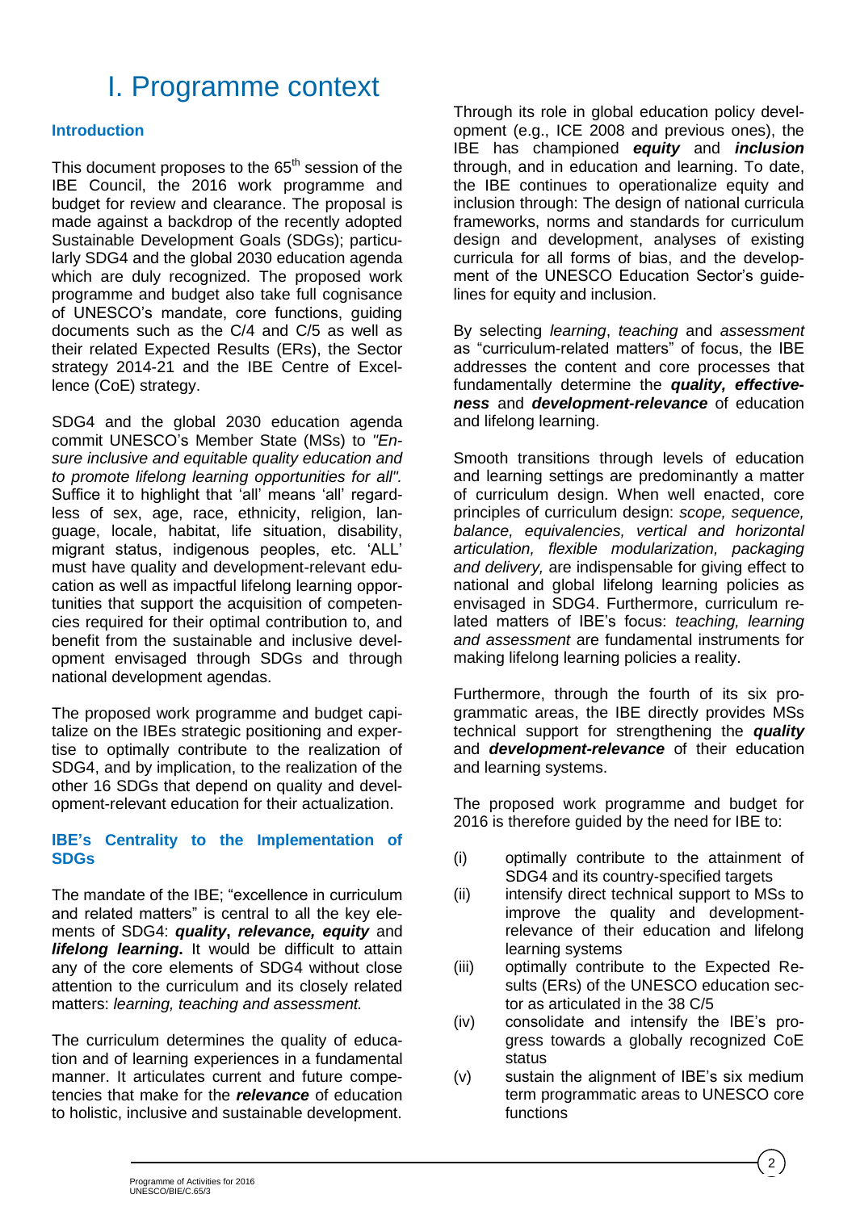# I. Programme context

### Introduction

This document proposes to the 65th session of the IBE Council, the 2016 work programme and budget for review and clearance. The proposal is made against a backdrop of the recently adopted Sustainable Development Goals (SDGs); particularly SDG4 and the global 2030 education agenda which are duly recognized. The proposed work programme and budget also take full cognisance of UNESCO's mandate, core functions, guiding documents such as the C/4 and C/5 as well as their related Expected Results (ERs), the Sector strategy 2014-21 and the IBE Centre of Excellence (CoE) strategy.

SDG4 and the global 2030 education agenda commit UNESCO's Member State (MSs) to *"Ensure inclusive and equitable quality education and to promote lifelong learning opportunities for all".* Suffice it to highlight that 'all' means 'all' regardless of sex, age, race, ethnicity, religion, language, locale, habitat, life situation, disability, migrant status, indigenous peoples, etc. 'ALL' must have quality and development-relevant education as well as impactful lifelong learning opportunities that support the acquisition of competencies required for their optimal contribution to, and benefit from the sustainable and inclusive development envisaged through SDGs and through national development agendas.

The proposed work programme and budget capitalize on the IBEs strategic positioning and expertise to optimally contribute to the realization of SDG4, and by implication, to the realization of the other 16 SDGs that depend on quality and development-relevant education for their actualization.

### IBE's Centrality to the Implementation of SDGs

The mandate of the IBE; "excellence in curriculum and related matters" is central to all the key elements of SDG4: ***quality***, ***relevance, equity*** and ***lifelong learning*****.** It would be difficult to attain any of the core elements of SDG4 without close attention to the curriculum and its closely related matters: *learning, teaching and assessment.*

The curriculum determines the quality of education and of learning experiences in a fundamental manner. It articulates current and future competencies that make for the ***relevance*** of education to holistic, inclusive and sustainable development.

Through its role in global education policy development (e.g., ICE 2008 and previous ones), the IBE has championed ***equity*** and ***inclusion*** through, and in education and learning. To date, the IBE continues to operationalize equity and inclusion through: The design of national curricula frameworks, norms and standards for curriculum design and development, analyses of existing curricula for all forms of bias, and the development of the UNESCO Education Sector's guidelines for equity and inclusion.

By selecting *learning*, *teaching* and *assessment* as "curriculum-related matters" of focus, the IBE addresses the content and core processes that fundamentally determine the ***quality, effectiveness*** and ***development-relevance*** of education and lifelong learning.

Smooth transitions through levels of education and learning settings are predominantly a matter of curriculum design. When well enacted, core principles of curriculum design: *scope, sequence, balance, equivalencies, vertical and horizontal articulation, flexible modularization, packaging and delivery,* are indispensable for giving effect to national and global lifelong learning policies as envisaged in SDG4. Furthermore, curriculum related matters of IBE's focus: *teaching, learning and assessment* are fundamental instruments for making lifelong learning policies a reality.

Furthermore, through the fourth of its six programmatic areas, the IBE directly provides MSs technical support for strengthening the ***quality*** and ***development-relevance*** of their education and learning systems.

The proposed work programme and budget for 2016 is therefore guided by the need for IBE to:

(i) optimally contribute to the attainment of SDG4 and its country-specified targets
(ii) intensify direct technical support to MSs to improve the quality and development-relevance of their education and lifelong learning systems
(iii) optimally contribute to the Expected Results (ERs) of the UNESCO education sector as articulated in the 38 C/5
(iv) consolidate and intensify the IBE's progress towards a globally recognized CoE status
(v) sustain the alignment of IBE's six medium term programmatic areas to UNESCO core functions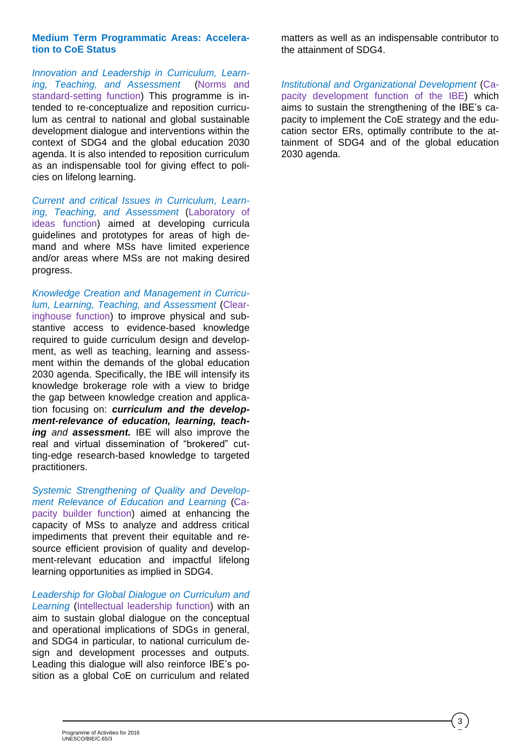### Medium Term Programmatic Areas: Acceleration to CoE Status

*Innovation and Leadership in Curriculum, Learning, Teaching, and Assessment* (Norms and standard-setting function) This programme is intended to re-conceptualize and reposition curriculum as central to national and global sustainable development dialogue and interventions within the context of SDG4 and the global education 2030 agenda. It is also intended to reposition curriculum as an indispensable tool for giving effect to policies on lifelong learning.

*Current and critical Issues in Curriculum, Learning, Teaching, and Assessment* (Laboratory of ideas function) aimed at developing curricula guidelines and prototypes for areas of high demand and where MSs have limited experience and/or areas where MSs are not making desired progress.

*Knowledge Creation and Management in Curriculum, Learning, Teaching, and Assessment* (Clearinghouse function) to improve physical and substantive access to evidence-based knowledge required to guide curriculum design and development, as well as teaching, learning and assessment within the demands of the global education 2030 agenda. Specifically, the IBE will intensify its knowledge brokerage role with a view to bridge the gap between knowledge creation and application focusing on: ***curriculum and the development-relevance of education, learning, teaching*** *and* ***assessment.*** IBE will also improve the real and virtual dissemination of "brokered" cutting-edge research-based knowledge to targeted practitioners.

*Systemic Strengthening of Quality and Development Relevance of Education and Learning* (Capacity builder function) aimed at enhancing the capacity of MSs to analyze and address critical impediments that prevent their equitable and resource efficient provision of quality and development-relevant education and impactful lifelong learning opportunities as implied in SDG4.

*Leadership for Global Dialogue on Curriculum and Learning* (Intellectual leadership function) with an aim to sustain global dialogue on the conceptual and operational implications of SDGs in general, and SDG4 in particular, to national curriculum design and development processes and outputs. Leading this dialogue will also reinforce IBE's position as a global CoE on curriculum and related matters as well as an indispensable contributor to the attainment of SDG4.

*Institutional and Organizational Development* (Capacity development function of the IBE) which aims to sustain the strengthening of the IBE's capacity to implement the CoE strategy and the education sector ERs, optimally contribute to the attainment of SDG4 and of the global education 2030 agenda.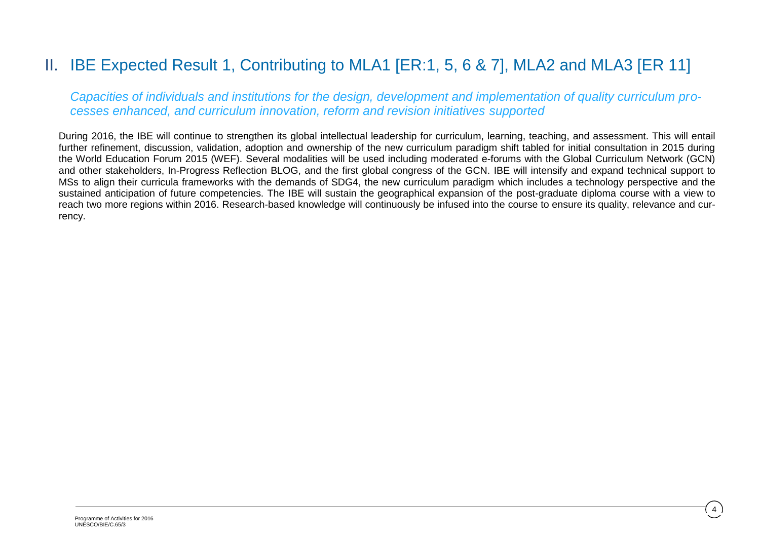## II. IBE Expected Result 1, Contributing to MLA1 [ER:1, 5, 6 & 7], MLA2 and MLA3 [ER 11]

*Capacities of individuals and institutions for the design, development and implementation of quality curriculum processes enhanced, and curriculum innovation, reform and revision initiatives supported*

During 2016, the IBE will continue to strengthen its global intellectual leadership for curriculum, learning, teaching, and assessment. This will entail further refinement, discussion, validation, adoption and ownership of the new curriculum paradigm shift tabled for initial consultation in 2015 during the World Education Forum 2015 (WEF). Several modalities will be used including moderated e-forums with the Global Curriculum Network (GCN) and other stakeholders, In-Progress Reflection BLOG, and the first global congress of the GCN. IBE will intensify and expand technical support to MSs to align their curricula frameworks with the demands of SDG4, the new curriculum paradigm which includes a technology perspective and the sustained anticipation of future competencies. The IBE will sustain the geographical expansion of the post-graduate diploma course with a view to reach two more regions within 2016. Research-based knowledge will continuously be infused into the course to ensure its quality, relevance and currency.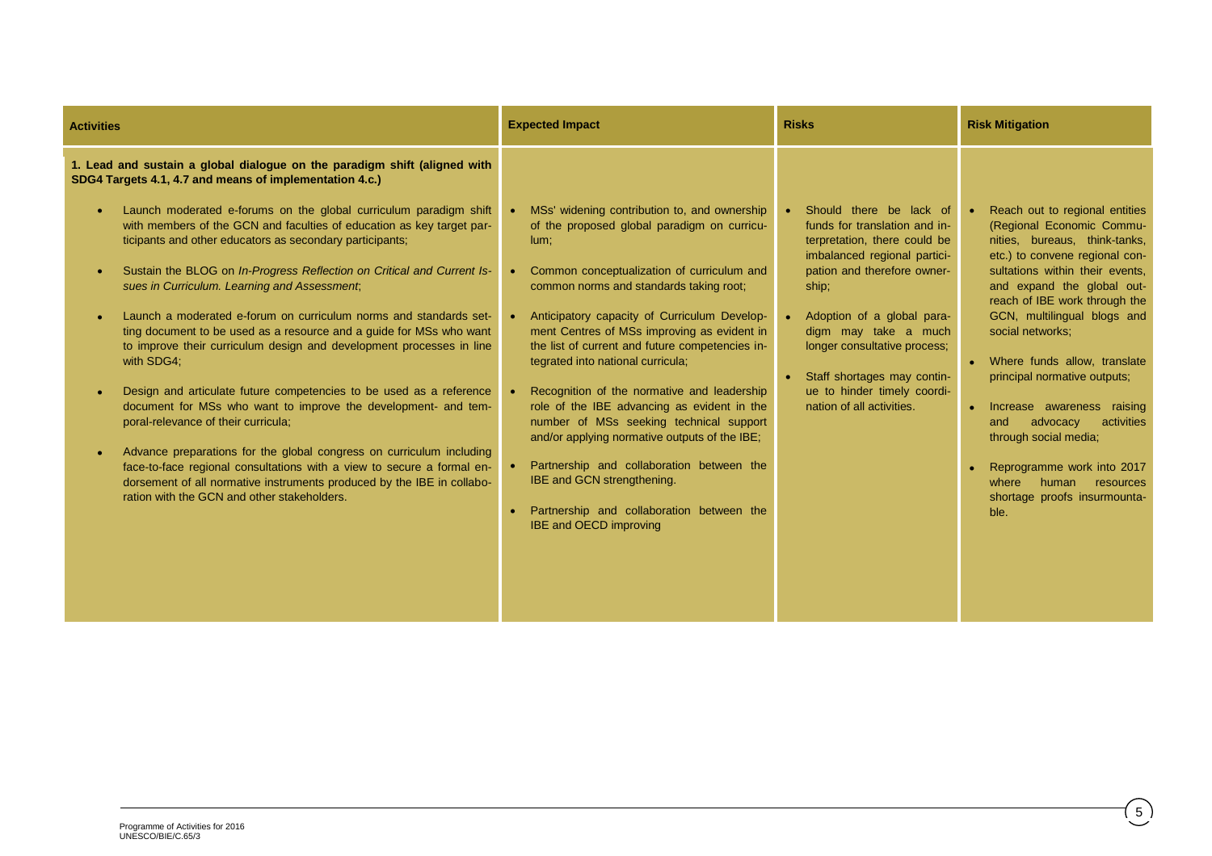| Activities | Expected Impact | Risks | Risk Mitigation |
|---|---|---|---|
| **1. Lead and sustain a global dialogue on the paradigm shift (aligned with SDG4 Targets 4.1, 4.7 and means of implementation 4.c.)**<br><br>• Launch moderated e-forums on the global curriculum paradigm shift with members of the GCN and faculties of education as key target participants and other educators as secondary participants;<br><br>• Sustain the BLOG on *In-Progress Reflection on Critical and Current Issues in Curriculum. Learning and Assessment*;<br><br>• Launch a moderated e-forum on curriculum norms and standards setting document to be used as a resource and a guide for MSs who want to improve their curriculum design and development processes in line with SDG4;<br><br>• Design and articulate future competencies to be used as a reference document for MSs who want to improve the development- and temporal-relevance of their curricula;<br><br>• Advance preparations for the global congress on curriculum including face-to-face regional consultations with a view to secure a formal endorsement of all normative instruments produced by the IBE in collaboration with the GCN and other stakeholders. | • MSs' widening contribution to, and ownership of the proposed global paradigm on curriculum;<br><br>• Common conceptualization of curriculum and common norms and standards taking root;<br><br>• Anticipatory capacity of Curriculum Development Centres of MSs improving as evident in the list of current and future competencies integrated into national curricula;<br><br>• Recognition of the normative and leadership role of the IBE advancing as evident in the number of MSs seeking technical support and/or applying normative outputs of the IBE;<br><br>• Partnership and collaboration between the IBE and GCN strengthening.<br><br>• Partnership and collaboration between the IBE and OECD improving | • Should there be lack of funds for translation and interpretation, there could be imbalanced regional participation and therefore ownership;<br><br>• Adoption of a global paradigm may take a much longer consultative process;<br><br>• Staff shortages may continue to hinder timely coordination of all activities. | • Reach out to regional entities (Regional Economic Communities, bureaus, think-tanks, etc.) to convene regional consultations within their events, and expand the global outreach of IBE work through the GCN, multilingual blogs and social networks;<br><br>• Where funds allow, translate principal normative outputs;<br><br>• Increase awareness raising and advocacy activities through social media;<br><br>• Reprogramme work into 2017 where human resources shortage proofs insurmountable. |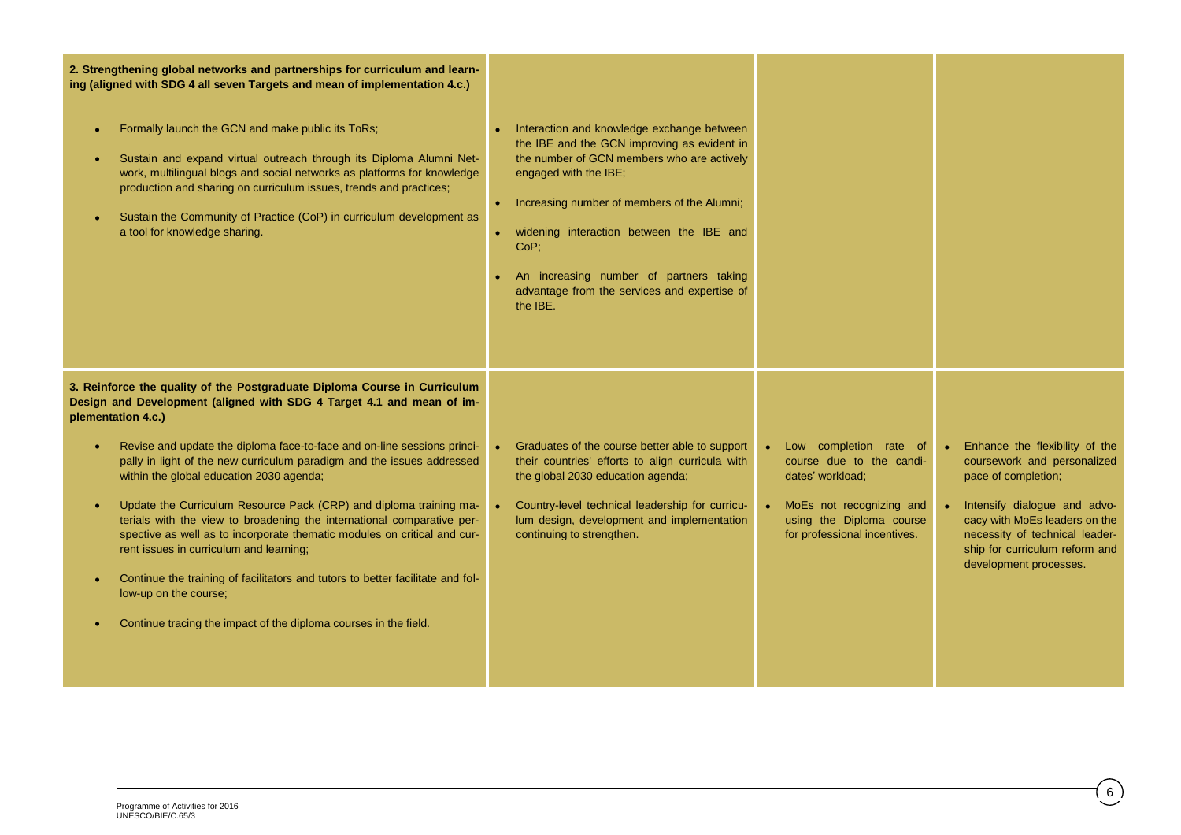| | | | |
|---|---|---|---|
| **2. Strengthening global networks and partnerships for curriculum and learning (aligned with SDG 4 all seven Targets and mean of implementation 4.c.)**<br><br>• Formally launch the GCN and make public its ToRs;<br>• Sustain and expand virtual outreach through its Diploma Alumni Network, multilingual blogs and social networks as platforms for knowledge production and sharing on curriculum issues, trends and practices;<br>• Sustain the Community of Practice (CoP) in curriculum development as a tool for knowledge sharing. | • Interaction and knowledge exchange between the IBE and the GCN improving as evident in the number of GCN members who are actively engaged with the IBE;<br>• Increasing number of members of the Alumni;<br>• widening interaction between the IBE and CoP;<br>• An increasing number of partners taking advantage from the services and expertise of the IBE. | | |
| **3. Reinforce the quality of the Postgraduate Diploma Course in Curriculum Design and Development (aligned with SDG 4 Target 4.1 and mean of implementation 4.c.)**<br><br>• Revise and update the diploma face-to-face and on-line sessions principally in light of the new curriculum paradigm and the issues addressed within the global education 2030 agenda;<br>• Update the Curriculum Resource Pack (CRP) and diploma training materials with the view to broadening the international comparative perspective as well as to incorporate thematic modules on critical and current issues in curriculum and learning;<br>• Continue the training of facilitators and tutors to better facilitate and follow-up on the course;<br>• Continue tracing the impact of the diploma courses in the field. | • Graduates of the course better able to support their countries' efforts to align curricula with the global 2030 education agenda;<br>• Country-level technical leadership for curriculum design, development and implementation continuing to strengthen. | • Low completion rate of course due to the candidates' workload;<br>• MoEs not recognizing and using the Diploma course for professional incentives. | • Enhance the flexibility of the coursework and personalized pace of completion;<br>• Intensify dialogue and advocacy with MoEs leaders on the necessity of technical leadership for curriculum reform and development processes. |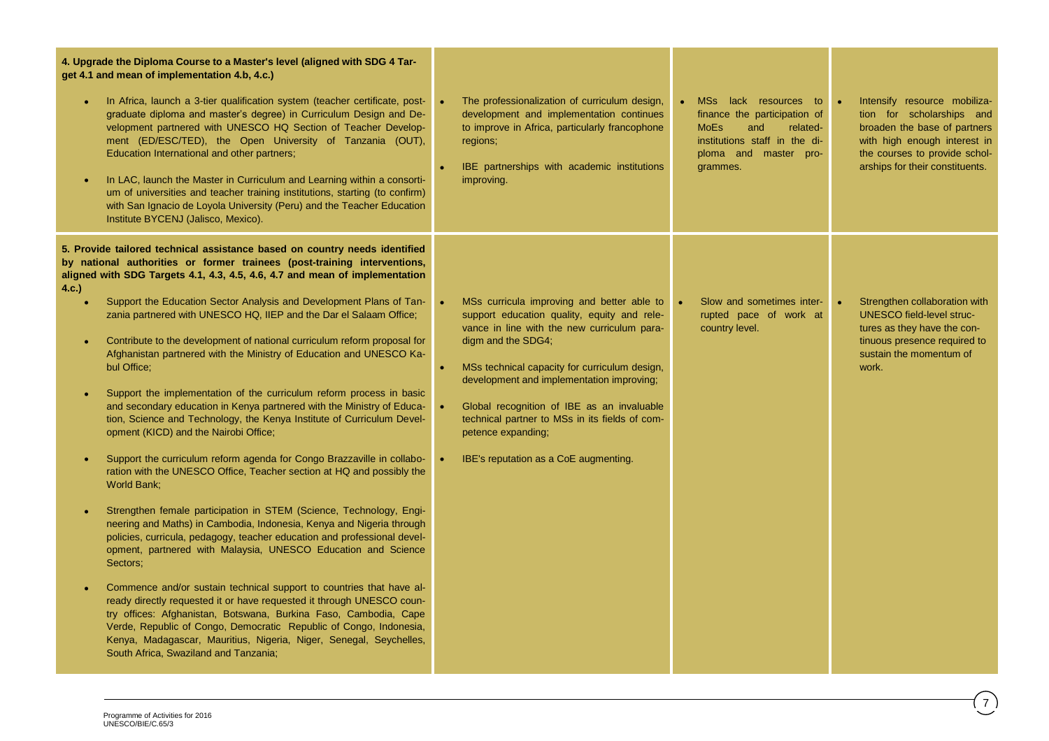| | | | |
|---|---|---|---|
| **4. Upgrade the Diploma Course to a Master's level (aligned with SDG 4 Target 4.1 and mean of implementation 4.b, 4.c.)**<br><br>• In Africa, launch a 3-tier qualification system (teacher certificate, post-graduate diploma and master's degree) in Curriculum Design and Development partnered with UNESCO HQ Section of Teacher Development (ED/ESC/TED), the Open University of Tanzania (OUT), Education International and other partners;<br><br>• In LAC, launch the Master in Curriculum and Learning within a consortium of universities and teacher training institutions, starting (to confirm) with San Ignacio de Loyola University (Peru) and the Teacher Education Institute BYCENJ (Jalisco, Mexico). | • The professionalization of curriculum design, development and implementation continues to improve in Africa, particularly francophone regions;<br><br>• IBE partnerships with academic institutions improving. | • MSs lack resources to finance the participation of MoEs and related-institutions staff in the diploma and master programmes. | • Intensify resource mobilization for scholarships and broaden the base of partners with high enough interest in the courses to provide scholarships for their constituents. |
| **5. Provide tailored technical assistance based on country needs identified by national authorities or former trainees (post-training interventions, aligned with SDG Targets 4.1, 4.3, 4.5, 4.6, 4.7 and mean of implementation 4.c.)**<br><br>• Support the Education Sector Analysis and Development Plans of Tanzania partnered with UNESCO HQ, IIEP and the Dar el Salaam Office;<br><br>• Contribute to the development of national curriculum reform proposal for Afghanistan partnered with the Ministry of Education and UNESCO Kabul Office;<br><br>• Support the implementation of the curriculum reform process in basic and secondary education in Kenya partnered with the Ministry of Education, Science and Technology, the Kenya Institute of Curriculum Development (KICD) and the Nairobi Office;<br><br>• Support the curriculum reform agenda for Congo Brazzaville in collaboration with the UNESCO Office, Teacher section at HQ and possibly the World Bank;<br><br>• Strengthen female participation in STEM (Science, Technology, Engineering and Maths) in Cambodia, Indonesia, Kenya and Nigeria through policies, curricula, pedagogy, teacher education and professional development, partnered with Malaysia, UNESCO Education and Science Sectors;<br><br>• Commence and/or sustain technical support to countries that have already directly requested it or have requested it through UNESCO country offices: Afghanistan, Botswana, Burkina Faso, Cambodia, Cape Verde, Republic of Congo, Democratic Republic of Congo, Indonesia, Kenya, Madagascar, Mauritius, Nigeria, Niger, Senegal, Seychelles, South Africa, Swaziland and Tanzania; | • MSs curricula improving and better able to support education quality, equity and relevance in line with the new curriculum paradigm and the SDG4;<br><br>• MSs technical capacity for curriculum design, development and implementation improving;<br><br>• Global recognition of IBE as an invaluable technical partner to MSs in its fields of competence expanding;<br><br>• IBE's reputation as a CoE augmenting. | • Slow and sometimes interrupted pace of work at country level. | • Strengthen collaboration with UNESCO field-level structures as they have the continuous presence required to sustain the momentum of work. |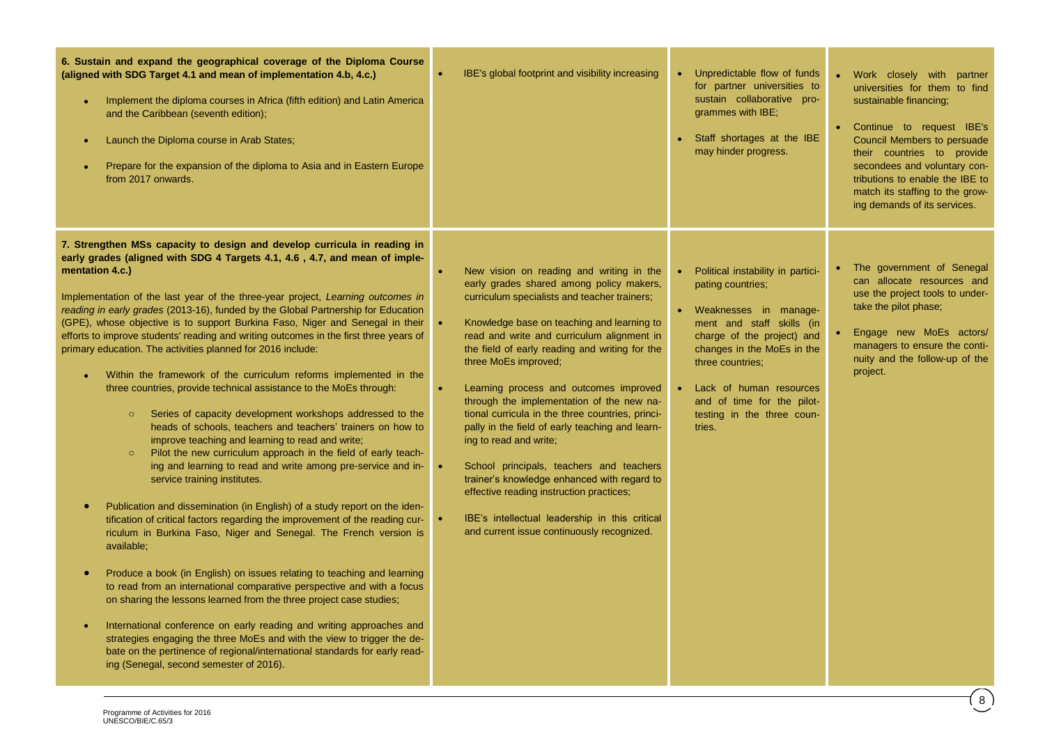| | | | |
|---|---|---|---|
| **6. Sustain and expand the geographical coverage of the Diploma Course (aligned with SDG Target 4.1 and mean of implementation 4.b, 4.c.)**<br><br>• Implement the diploma courses in Africa (fifth edition) and Latin America and the Caribbean (seventh edition);<br><br>• Launch the Diploma course in Arab States;<br><br>• Prepare for the expansion of the diploma to Asia and in Eastern Europe from 2017 onwards. | • IBE's global footprint and visibility increasing | • Unpredictable flow of funds for partner universities to sustain collaborative programmes with IBE;<br><br>• Staff shortages at the IBE may hinder progress. | • Work closely with partner universities for them to find sustainable financing;<br><br>• Continue to request IBE's Council Members to persuade their countries to provide secondees and voluntary contributions to enable the IBE to match its staffing to the growing demands of its services. |
| **7. Strengthen MSs capacity to design and develop curricula in reading in early grades (aligned with SDG 4 Targets 4.1, 4.6 , 4.7, and mean of implementation 4.c.)**<br><br>Implementation of the last year of the three-year project, *Learning outcomes in reading in early grades* (2013-16), funded by the Global Partnership for Education (GPE), whose objective is to support Burkina Faso, Niger and Senegal in their efforts to improve students' reading and writing outcomes in the first three years of primary education. The activities planned for 2016 include:<br><br>• Within the framework of the curriculum reforms implemented in the three countries, provide technical assistance to the MoEs through:<br>  ○ Series of capacity development workshops addressed to the heads of schools, teachers and teachers' trainers on how to improve teaching and learning to read and write;<br>  ○ Pilot the new curriculum approach in the field of early teaching and learning to read and write among pre-service and in-service training institutes.<br><br>• Publication and dissemination (in English) of a study report on the identification of critical factors regarding the improvement of the reading curriculum in Burkina Faso, Niger and Senegal. The French version is available;<br><br>• Produce a book (in English) on issues relating to teaching and learning to read from an international comparative perspective and with a focus on sharing the lessons learned from the three project case studies;<br><br>• International conference on early reading and writing approaches and strategies engaging the three MoEs and with the view to trigger the debate on the pertinence of regional/international standards for early reading (Senegal, second semester of 2016). | • New vision on reading and writing in the early grades shared among policy makers, curriculum specialists and teacher trainers;<br><br>• Knowledge base on teaching and learning to read and write and curriculum alignment in the field of early reading and writing for the three MoEs improved;<br><br>• Learning process and outcomes improved through the implementation of the new national curricula in the three countries, principally in the field of early teaching and learning to read and write;<br><br>• School principals, teachers and teachers trainer's knowledge enhanced with regard to effective reading instruction practices;<br><br>• IBE's intellectual leadership in this critical and current issue continuously recognized. | • Political instability in participating countries;<br><br>• Weaknesses in management and staff skills (in charge of the project) and changes in the MoEs in the three countries;<br><br>• Lack of human resources and of time for the pilot-testing in the three countries. | • The government of Senegal can allocate resources and use the project tools to undertake the pilot phase;<br><br>• Engage new MoEs actors/ managers to ensure the continuity and the follow-up of the project. |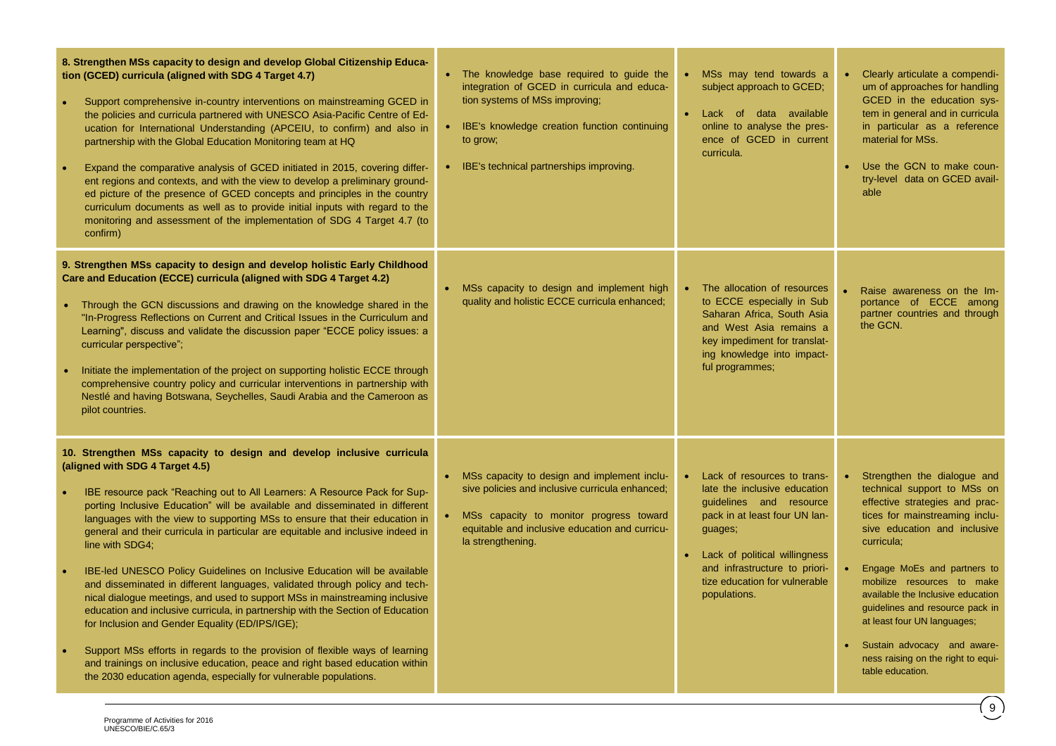| | | | |
|---|---|---|---|
| **8. Strengthen MSs capacity to design and develop Global Citizenship Education (GCED) curricula (aligned with SDG 4 Target 4.7)**<br><br>• Support comprehensive in-country interventions on mainstreaming GCED in the policies and curricula partnered with UNESCO Asia-Pacific Centre of Education for International Understanding (APCEIU, to confirm) and also in partnership with the Global Education Monitoring team at HQ<br><br>• Expand the comparative analysis of GCED initiated in 2015, covering different regions and contexts, and with the view to develop a preliminary grounded picture of the presence of GCED concepts and principles in the country curriculum documents as well as to provide initial inputs with regard to the monitoring and assessment of the implementation of SDG 4 Target 4.7 (to confirm) | • The knowledge base required to guide the integration of GCED in curricula and education systems of MSs improving;<br><br>• IBE's knowledge creation function continuing to grow;<br><br>• IBE's technical partnerships improving. | • MSs may tend towards a subject approach to GCED;<br><br>• Lack of data available online to analyse the presence of GCED in current curricula. | • Clearly articulate a compendium of approaches for handling GCED in the education system in general and in curricula in particular as a reference material for MSs.<br><br>• Use the GCN to make country-level data on GCED available |
| **9. Strengthen MSs capacity to design and develop holistic Early Childhood Care and Education (ECCE) curricula (aligned with SDG 4 Target 4.2)**<br><br>• Through the GCN discussions and drawing on the knowledge shared in the "In-Progress Reflections on Current and Critical Issues in the Curriculum and Learning", discuss and validate the discussion paper "ECCE policy issues: a curricular perspective";<br><br>• Initiate the implementation of the project on supporting holistic ECCE through comprehensive country policy and curricular interventions in partnership with Nestlé and having Botswana, Seychelles, Saudi Arabia and the Cameroon as pilot countries. | • MSs capacity to design and implement high quality and holistic ECCE curricula enhanced; | • The allocation of resources to ECCE especially in Sub Saharan Africa, South Asia and West Asia remains a key impediment for translating knowledge into impactful programmes; | • Raise awareness on the Importance of ECCE among partner countries and through the GCN. |
| **10. Strengthen MSs capacity to design and develop inclusive curricula (aligned with SDG 4 Target 4.5)**<br><br>• IBE resource pack "Reaching out to All Learners: A Resource Pack for Supporting Inclusive Education" will be available and disseminated in different languages with the view to supporting MSs to ensure that their education in general and their curricula in particular are equitable and inclusive indeed in line with SDG4;<br><br>• IBE-led UNESCO Policy Guidelines on Inclusive Education will be available and disseminated in different languages, validated through policy and technical dialogue meetings, and used to support MSs in mainstreaming inclusive education and inclusive curricula, in partnership with the Section of Education for Inclusion and Gender Equality (ED/IPS/IGE);<br><br>• Support MSs efforts in regards to the provision of flexible ways of learning and trainings on inclusive education, peace and right based education within the 2030 education agenda, especially for vulnerable populations. | • MSs capacity to design and implement inclusive policies and inclusive curricula enhanced;<br><br>• MSs capacity to monitor progress toward equitable and inclusive education and curricula strengthening. | • Lack of resources to translate the inclusive education guidelines and resource pack in at least four UN languages;<br><br>• Lack of political willingness and infrastructure to prioritize education for vulnerable populations. | • Strengthen the dialogue and technical support to MSs on effective strategies and practices for mainstreaming inclusive education and inclusive curricula;<br><br>• Engage MoEs and partners to mobilize resources to make available the Inclusive education guidelines and resource pack in at least four UN languages;<br><br>• Sustain advocacy and awareness raising on the right to equitable education. |

Programme of Activities for 2016
UNESCO/BIE/C.65/3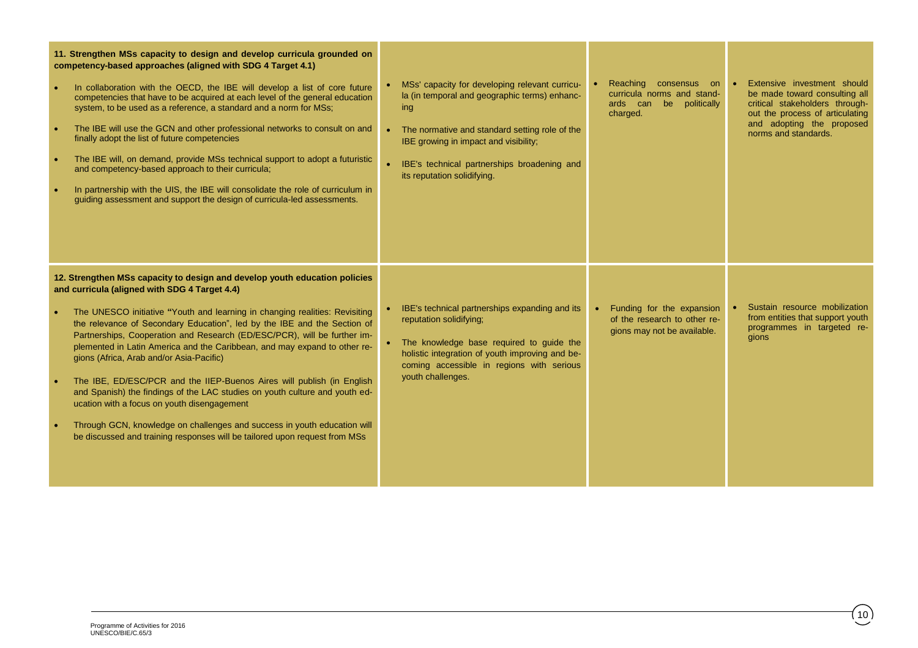| | | | |
|---|---|---|---|
| **11. Strengthen MSs capacity to design and develop curricula grounded on competency-based approaches (aligned with SDG 4 Target 4.1)**<br><br>• In collaboration with the OECD, the IBE will develop a list of core future competencies that have to be acquired at each level of the general education system, to be used as a reference, a standard and a norm for MSs;<br><br>• The IBE will use the GCN and other professional networks to consult on and finally adopt the list of future competencies<br><br>• The IBE will, on demand, provide MSs technical support to adopt a futuristic and competency-based approach to their curricula;<br><br>• In partnership with the UIS, the IBE will consolidate the role of curriculum in guiding assessment and support the design of curricula-led assessments. | • MSs' capacity for developing relevant curricula (in temporal and geographic terms) enhancing<br><br>• The normative and standard setting role of the IBE growing in impact and visibility;<br><br>• IBE's technical partnerships broadening and its reputation solidifying. | • Reaching consensus on curricula norms and standards can be politically charged. | • Extensive investment should be made toward consulting all critical stakeholders throughout the process of articulating and adopting the proposed norms and standards. |
| **12. Strengthen MSs capacity to design and develop youth education policies and curricula (aligned with SDG 4 Target 4.4)**<br><br>• The UNESCO initiative "Youth and learning in changing realities: Revisiting the relevance of Secondary Education", led by the IBE and the Section of Partnerships, Cooperation and Research (ED/ESC/PCR), will be further implemented in Latin America and the Caribbean, and may expand to other regions (Africa, Arab and/or Asia-Pacific)<br><br>• The IBE, ED/ESC/PCR and the IIEP-Buenos Aires will publish (in English and Spanish) the findings of the LAC studies on youth culture and youth education with a focus on youth disengagement<br><br>• Through GCN, knowledge on challenges and success in youth education will be discussed and training responses will be tailored upon request from MSs | • IBE's technical partnerships expanding and its reputation solidifying;<br><br>• The knowledge base required to guide the holistic integration of youth improving and becoming accessible in regions with serious youth challenges. | • Funding for the expansion of the research to other regions may not be available. | • Sustain resource mobilization from entities that support youth programmes in targeted regions |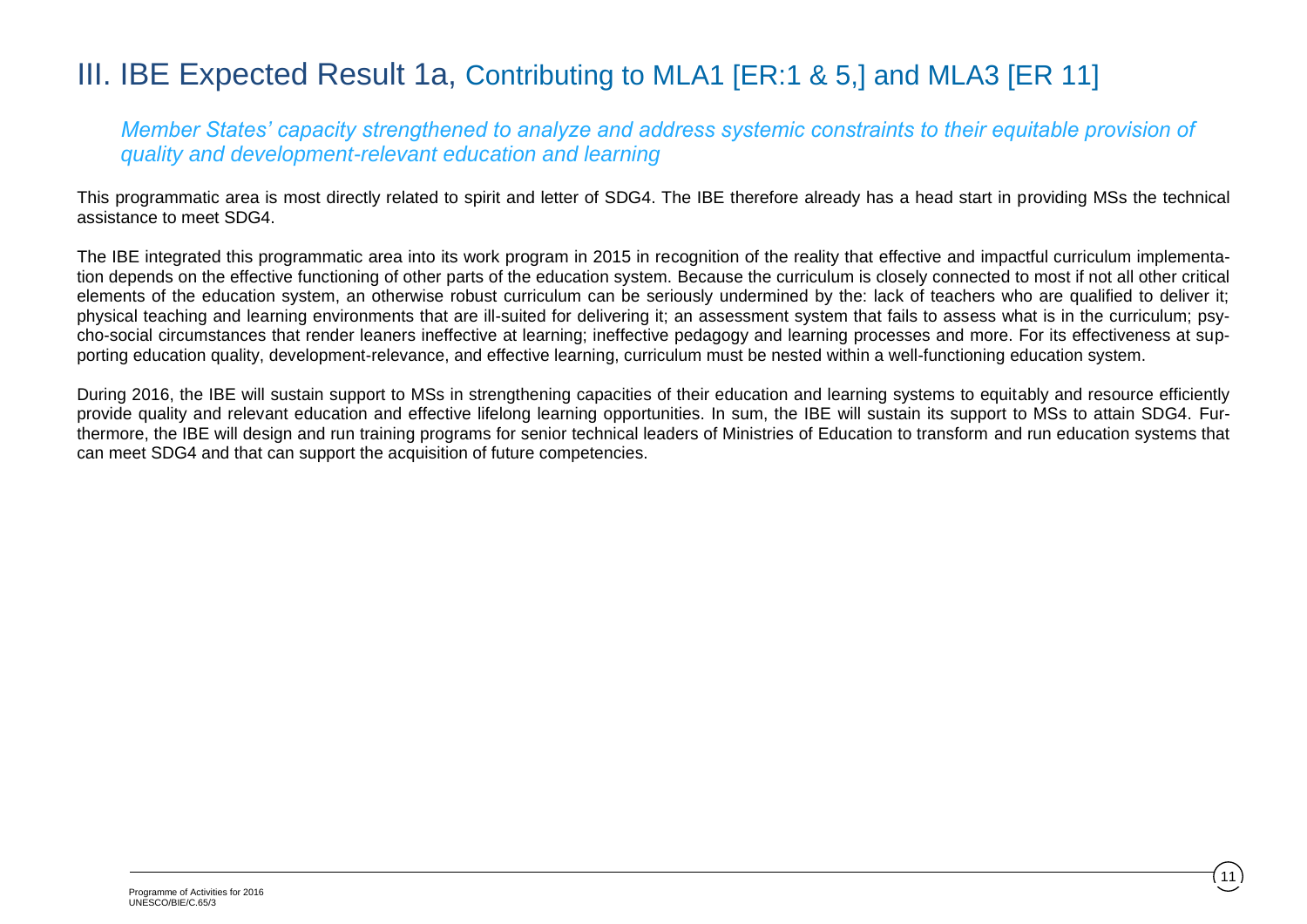# III. IBE Expected Result 1a, Contributing to MLA1 [ER:1 & 5,] and MLA3 [ER 11]

*Member States' capacity strengthened to analyze and address systemic constraints to their equitable provision of quality and development-relevant education and learning*

This programmatic area is most directly related to spirit and letter of SDG4. The IBE therefore already has a head start in providing MSs the technical assistance to meet SDG4.

The IBE integrated this programmatic area into its work program in 2015 in recognition of the reality that effective and impactful curriculum implementation depends on the effective functioning of other parts of the education system. Because the curriculum is closely connected to most if not all other critical elements of the education system, an otherwise robust curriculum can be seriously undermined by the: lack of teachers who are qualified to deliver it; physical teaching and learning environments that are ill-suited for delivering it; an assessment system that fails to assess what is in the curriculum; psycho-social circumstances that render leaners ineffective at learning; ineffective pedagogy and learning processes and more. For its effectiveness at supporting education quality, development-relevance, and effective learning, curriculum must be nested within a well-functioning education system.

During 2016, the IBE will sustain support to MSs in strengthening capacities of their education and learning systems to equitably and resource efficiently provide quality and relevant education and effective lifelong learning opportunities. In sum, the IBE will sustain its support to MSs to attain SDG4. Furthermore, the IBE will design and run training programs for senior technical leaders of Ministries of Education to transform and run education systems that can meet SDG4 and that can support the acquisition of future competencies.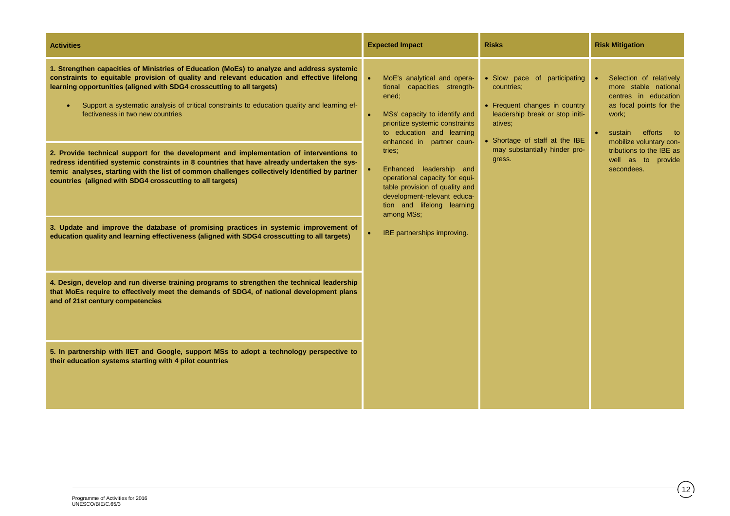| Activities | Expected Impact | Risks | Risk Mitigation |
|---|---|---|---|
| **1. Strengthen capacities of Ministries of Education (MoEs) to analyze and address systemic constraints to equitable provision of quality and relevant education and effective lifelong learning opportunities (aligned with SDG4 crosscutting to all targets)**<br>• Support a systematic analysis of critical constraints to education quality and learning effectiveness in two new countries | • MoE's analytical and operational capacities strengthened;<br>• MSs' capacity to identify and prioritize systemic constraints to education and learning enhanced in partner countries;<br>• Enhanced leadership and operational capacity for equitable provision of quality and development-relevant education and lifelong learning among MSs;<br>• IBE partnerships improving. | • Slow pace of participating countries;<br>• Frequent changes in country leadership break or stop initiatives;<br>• Shortage of staff at the IBE may substantially hinder progress. | • Selection of relatively more stable national centres in education as focal points for the work;<br>• sustain efforts to mobilize voluntary contributions to the IBE as well as to provide secondees. |
| **2. Provide technical support for the development and implementation of interventions to redress identified systemic constraints in 8 countries that have already undertaken the systemic analyses, starting with the list of common challenges collectively Identified by partner countries (aligned with SDG4 crosscutting to all targets)** | | | |
| **3. Update and improve the database of promising practices in systemic improvement of education quality and learning effectiveness (aligned with SDG4 crosscutting to all targets)** | | | |
| **4. Design, develop and run diverse training programs to strengthen the technical leadership that MoEs require to effectively meet the demands of SDG4, of national development plans and of 21st century competencies** | | | |
| **5. In partnership with IIET and Google, support MSs to adopt a technology perspective to their education systems starting with 4 pilot countries** | | | |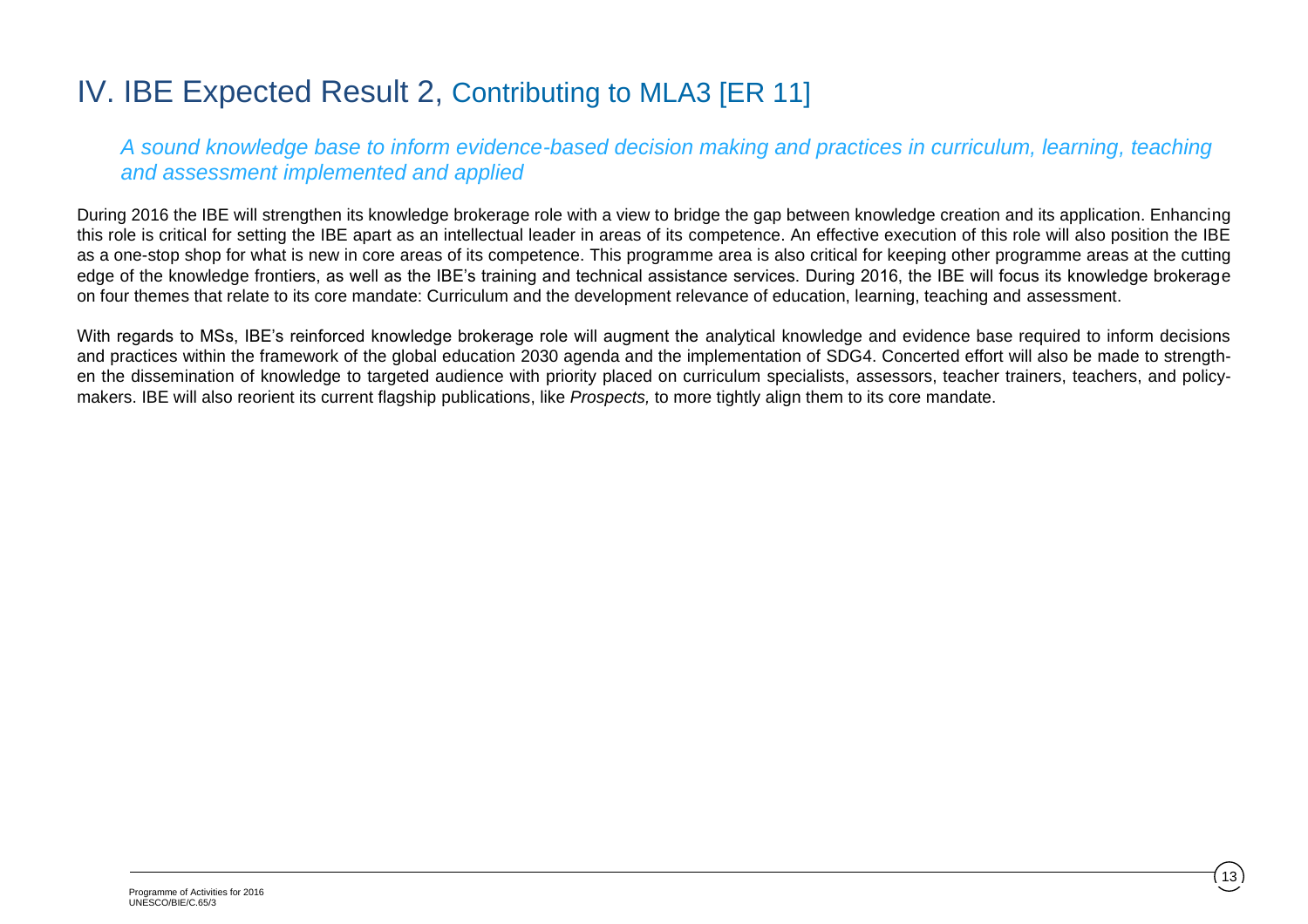# IV. IBE Expected Result 2, Contributing to MLA3 [ER 11]

*A sound knowledge base to inform evidence-based decision making and practices in curriculum, learning, teaching and assessment implemented and applied*

During 2016 the IBE will strengthen its knowledge brokerage role with a view to bridge the gap between knowledge creation and its application. Enhancing this role is critical for setting the IBE apart as an intellectual leader in areas of its competence. An effective execution of this role will also position the IBE as a one-stop shop for what is new in core areas of its competence. This programme area is also critical for keeping other programme areas at the cutting edge of the knowledge frontiers, as well as the IBE's training and technical assistance services. During 2016, the IBE will focus its knowledge brokerage on four themes that relate to its core mandate: Curriculum and the development relevance of education, learning, teaching and assessment.

With regards to MSs, IBE's reinforced knowledge brokerage role will augment the analytical knowledge and evidence base required to inform decisions and practices within the framework of the global education 2030 agenda and the implementation of SDG4. Concerted effort will also be made to strengthen the dissemination of knowledge to targeted audience with priority placed on curriculum specialists, assessors, teacher trainers, teachers, and policy-makers. IBE will also reorient its current flagship publications, like *Prospects,* to more tightly align them to its core mandate.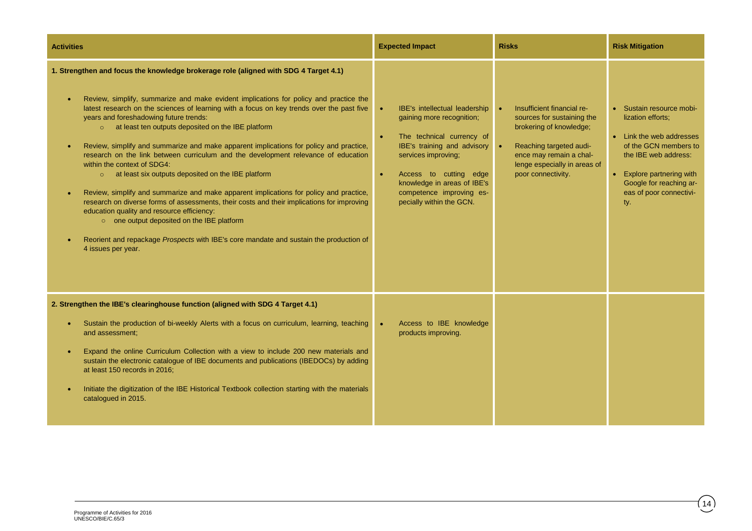| Activities | Expected Impact | Risks | Risk Mitigation |
|---|---|---|---|
| **1. Strengthen and focus the knowledge brokerage role (aligned with SDG 4 Target 4.1)**<br><br>• Review, simplify, summarize and make evident implications for policy and practice the latest research on the sciences of learning with a focus on key trends over the past five years and foreshadowing future trends:<br>  ○ at least ten outputs deposited on the IBE platform<br><br>• Review, simplify and summarize and make apparent implications for policy and practice, research on the link between curriculum and the development relevance of education within the context of SDG4:<br>  ○ at least six outputs deposited on the IBE platform<br><br>• Review, simplify and summarize and make apparent implications for policy and practice, research on diverse forms of assessments, their costs and their implications for improving education quality and resource efficiency:<br>  ○ one output deposited on the IBE platform<br><br>• Reorient and repackage *Prospects* with IBE's core mandate and sustain the production of 4 issues per year. | • IBE's intellectual leadership gaining more recognition;<br><br>• The technical currency of IBE's training and advisory services improving;<br><br>• Access to cutting edge knowledge in areas of IBE's competence improving especially within the GCN. | • Insufficient financial resources for sustaining the brokering of knowledge;<br><br>• Reaching targeted audience may remain a challenge especially in areas of poor connectivity. | • Sustain resource mobilization efforts;<br><br>• Link the web addresses of the GCN members to the IBE web address:<br><br>• Explore partnering with Google for reaching areas of poor connectivity. |
| **2. Strengthen the IBE's clearinghouse function (aligned with SDG 4 Target 4.1)**<br><br>• Sustain the production of bi-weekly Alerts with a focus on curriculum, learning, teaching and assessment;<br><br>• Expand the online Curriculum Collection with a view to include 200 new materials and sustain the electronic catalogue of IBE documents and publications (IBEDOCs) by adding at least 150 records in 2016;<br><br>• Initiate the digitization of the IBE Historical Textbook collection starting with the materials catalogued in 2015. | • Access to IBE knowledge products improving. | | |

Programme of Activities for 2016
UNESCO/BIE/C.65/3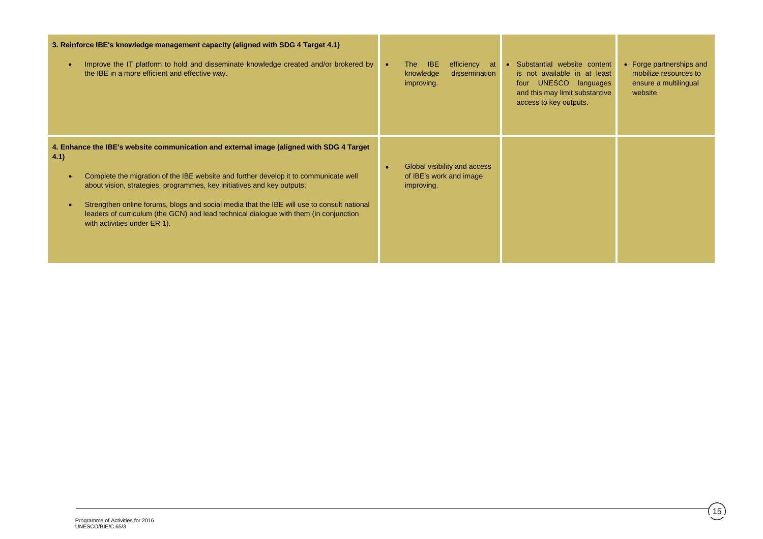| | | | |
|---|---|---|---|
| **3. Reinforce IBE's knowledge management capacity (aligned with SDG 4 Target 4.1)**<br><br>• Improve the IT platform to hold and disseminate knowledge created and/or brokered by the IBE in a more efficient and effective way. | • The IBE efficiency at knowledge dissemination improving. | • Substantial website content is not available in at least four UNESCO languages and this may limit substantive access to key outputs. | • Forge partnerships and mobilize resources to ensure a multilingual website. |
| **4. Enhance the IBE's website communication and external image (aligned with SDG 4 Target 4.1)**<br><br>• Complete the migration of the IBE website and further develop it to communicate well about vision, strategies, programmes, key initiatives and key outputs;<br><br>• Strengthen online forums, blogs and social media that the IBE will use to consult national leaders of curriculum (the GCN) and lead technical dialogue with them (in conjunction with activities under ER 1). | • Global visibility and access of IBE's work and image improving. | | |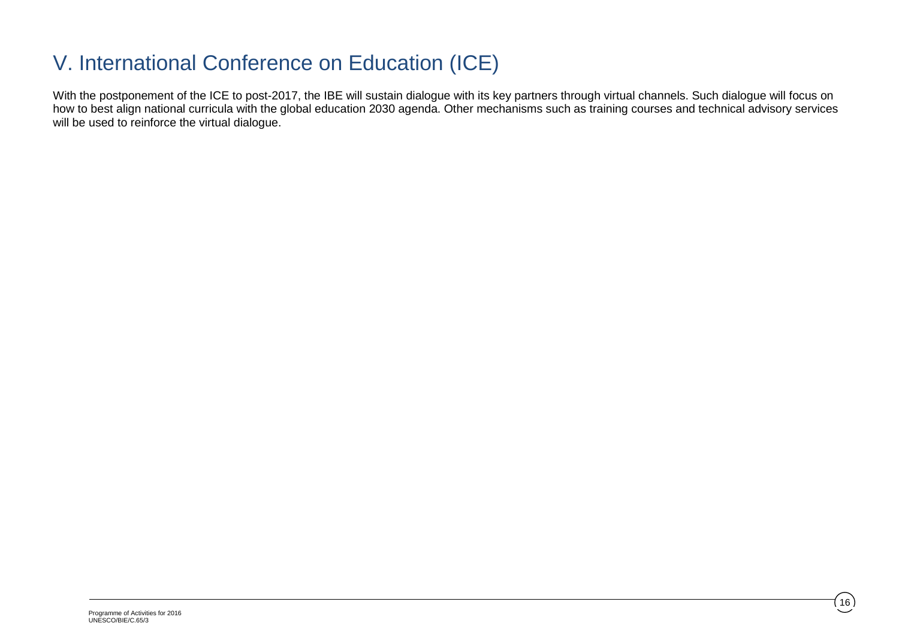# V. International Conference on Education (ICE)

With the postponement of the ICE to post-2017, the IBE will sustain dialogue with its key partners through virtual channels. Such dialogue will focus on how to best align national curricula with the global education 2030 agenda. Other mechanisms such as training courses and technical advisory services will be used to reinforce the virtual dialogue.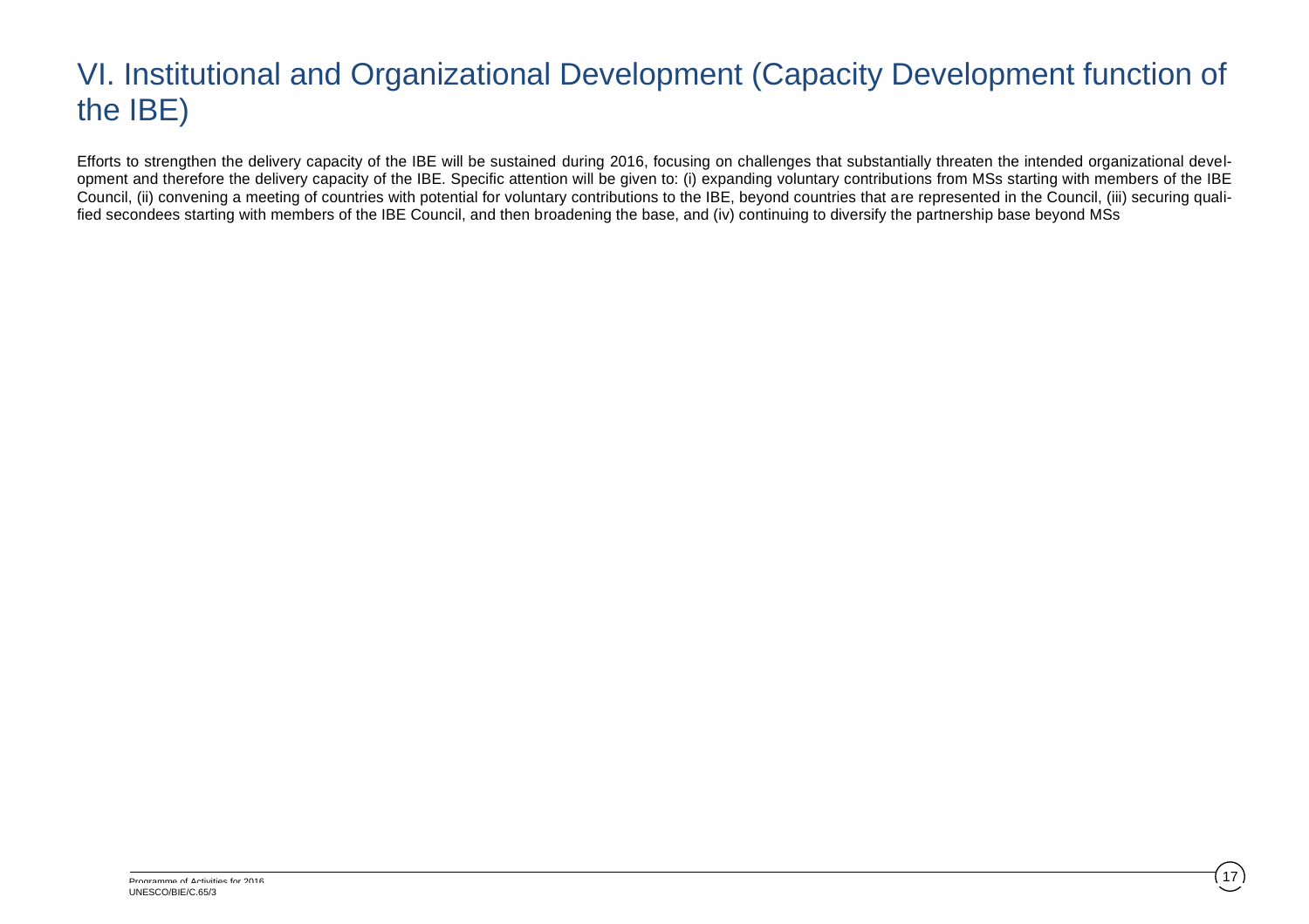# VI. Institutional and Organizational Development (Capacity Development function of the IBE)

Efforts to strengthen the delivery capacity of the IBE will be sustained during 2016, focusing on challenges that substantially threaten the intended organizational development and therefore the delivery capacity of the IBE. Specific attention will be given to: (i) expanding voluntary contributions from MSs starting with members of the IBE Council, (ii) convening a meeting of countries with potential for voluntary contributions to the IBE, beyond countries that are represented in the Council, (iii) securing qualified secondees starting with members of the IBE Council, and then broadening the base, and (iv) continuing to diversify the partnership base beyond MSs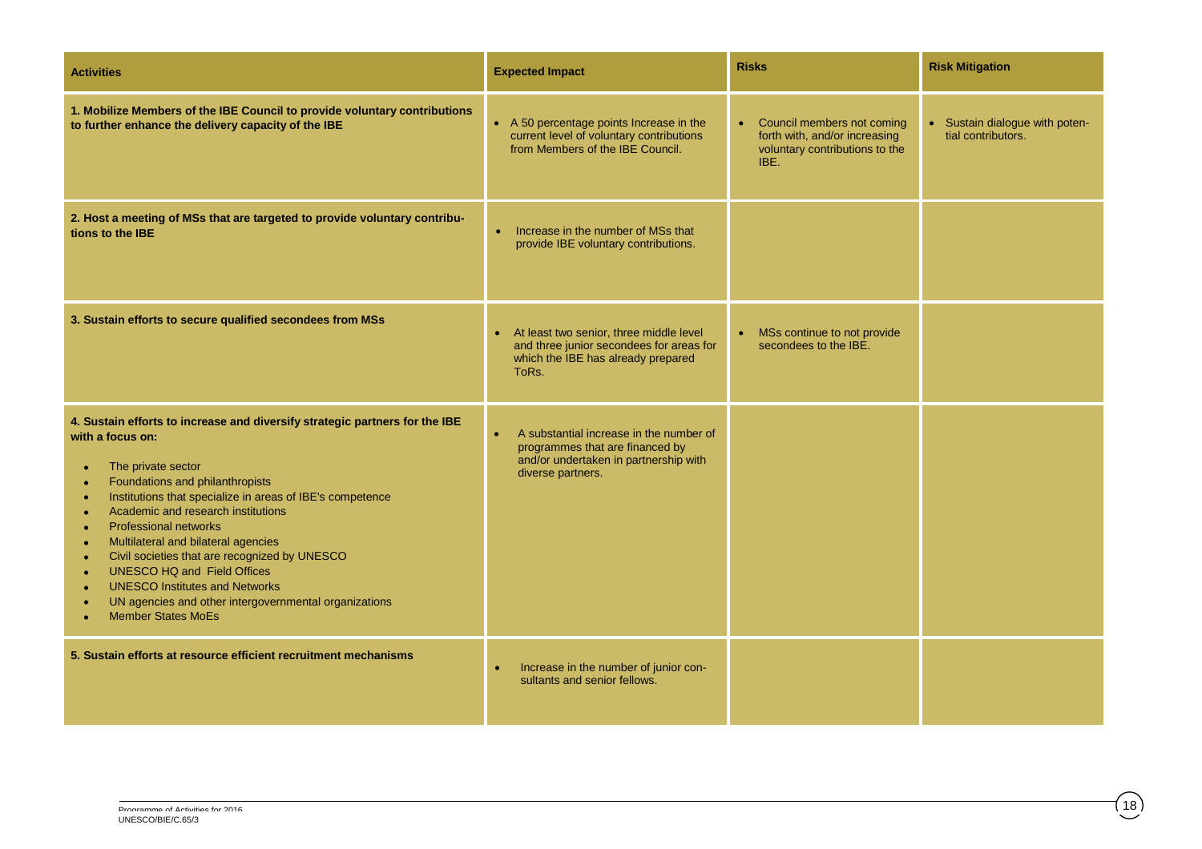| Activities | Expected Impact | Risks | Risk Mitigation |
|---|---|---|---|
| **1. Mobilize Members of the IBE Council to provide voluntary contributions to further enhance the delivery capacity of the IBE** | • A 50 percentage points Increase in the current level of voluntary contributions from Members of the IBE Council. | • Council members not coming forth with, and/or increasing voluntary contributions to the IBE. | • Sustain dialogue with potential contributors. |
| **2. Host a meeting of MSs that are targeted to provide voluntary contributions to the IBE** | • Increase in the number of MSs that provide IBE voluntary contributions. | | |
| **3. Sustain efforts to secure qualified secondees from MSs** | • At least two senior, three middle level and three junior secondees for areas for which the IBE has already prepared ToRs. | • MSs continue to not provide secondees to the IBE. | |
| **4. Sustain efforts to increase and diversify strategic partners for the IBE with a focus on:** <br> • The private sector <br> • Foundations and philanthropists <br> • Institutions that specialize in areas of IBE's competence <br> • Academic and research institutions <br> • Professional networks <br> • Multilateral and bilateral agencies <br> • Civil societies that are recognized by UNESCO <br> • UNESCO HQ and Field Offices <br> • UNESCO Institutes and Networks <br> • UN agencies and other intergovernmental organizations <br> • Member States MoEs | • A substantial increase in the number of programmes that are financed by and/or undertaken in partnership with diverse partners. | | |
| **5. Sustain efforts at resource efficient recruitment mechanisms** | • Increase in the number of junior consultants and senior fellows. | | |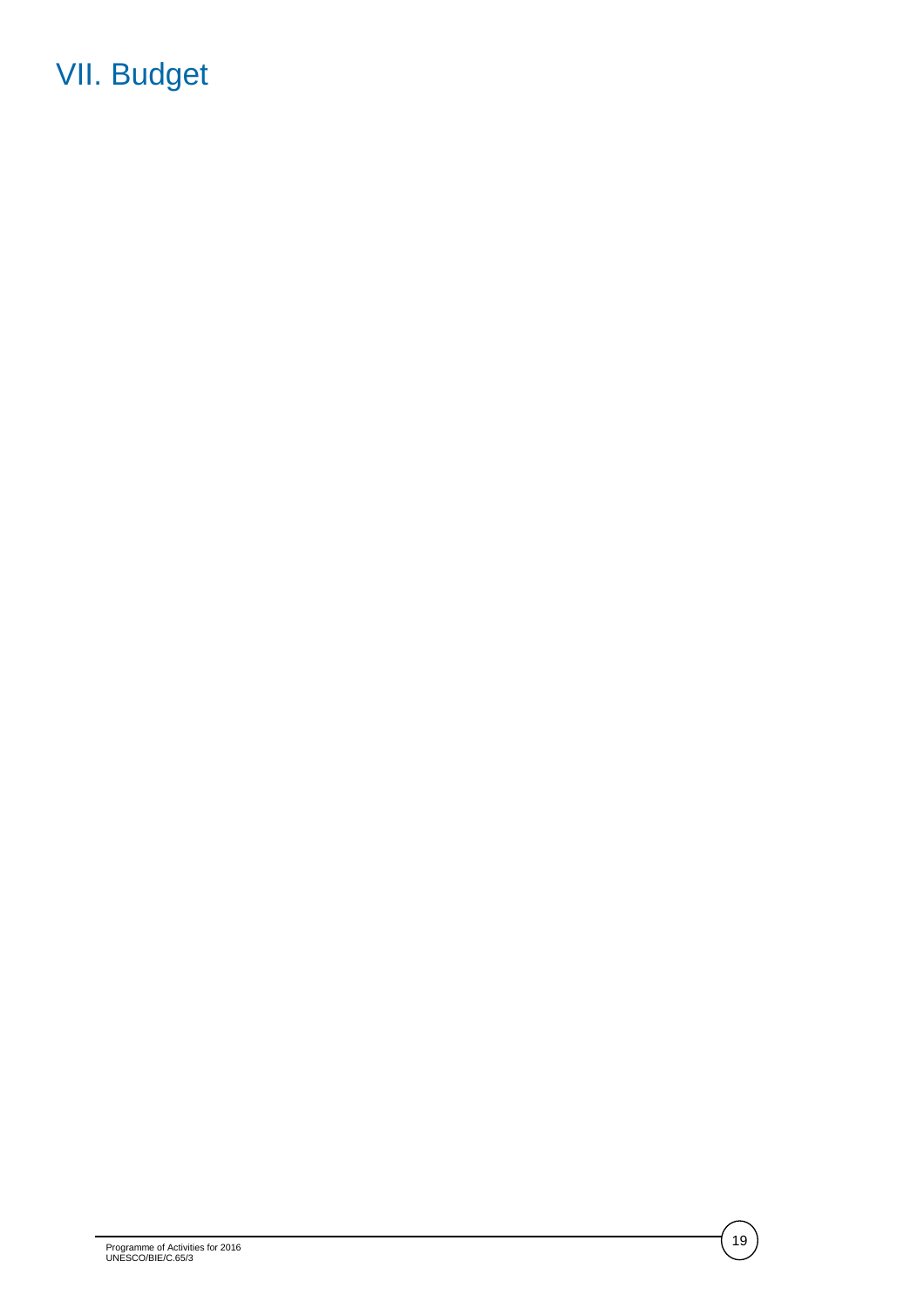# VII. Budget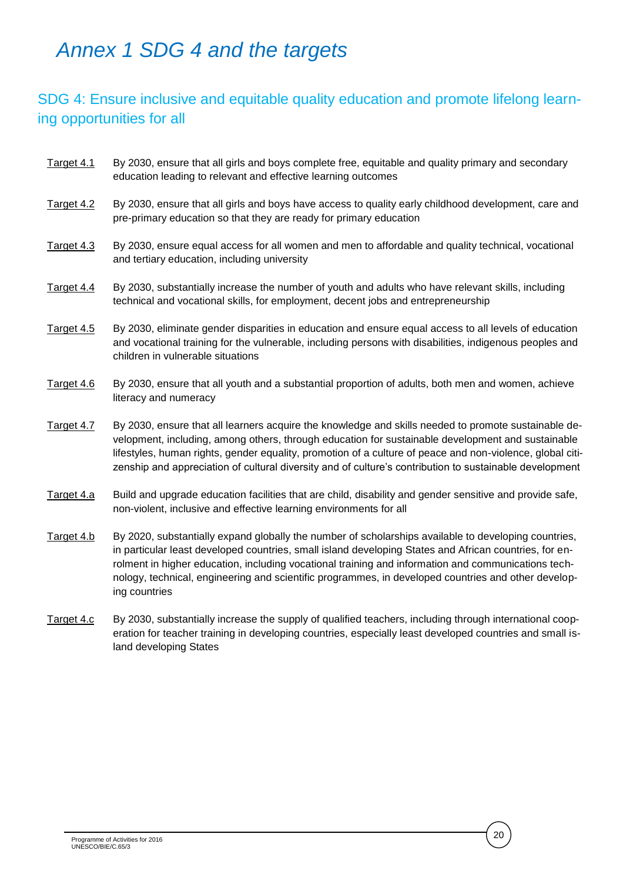# *Annex 1 SDG 4 and the targets*

## SDG 4: Ensure inclusive and equitable quality education and promote lifelong learning opportunities for all

| | |
|---|---|
| Target 4.1 | By 2030, ensure that all girls and boys complete free, equitable and quality primary and secondary education leading to relevant and effective learning outcomes |
| Target 4.2 | By 2030, ensure that all girls and boys have access to quality early childhood development, care and pre-primary education so that they are ready for primary education |
| Target 4.3 | By 2030, ensure equal access for all women and men to affordable and quality technical, vocational and tertiary education, including university |
| Target 4.4 | By 2030, substantially increase the number of youth and adults who have relevant skills, including technical and vocational skills, for employment, decent jobs and entrepreneurship |
| Target 4.5 | By 2030, eliminate gender disparities in education and ensure equal access to all levels of education and vocational training for the vulnerable, including persons with disabilities, indigenous peoples and children in vulnerable situations |
| Target 4.6 | By 2030, ensure that all youth and a substantial proportion of adults, both men and women, achieve literacy and numeracy |
| Target 4.7 | By 2030, ensure that all learners acquire the knowledge and skills needed to promote sustainable development, including, among others, through education for sustainable development and sustainable lifestyles, human rights, gender equality, promotion of a culture of peace and non-violence, global citizenship and appreciation of cultural diversity and of culture's contribution to sustainable development |
| Target 4.a | Build and upgrade education facilities that are child, disability and gender sensitive and provide safe, non-violent, inclusive and effective learning environments for all |
| Target 4.b | By 2020, substantially expand globally the number of scholarships available to developing countries, in particular least developed countries, small island developing States and African countries, for enrolment in higher education, including vocational training and information and communications technology, technical, engineering and scientific programmes, in developed countries and other developing countries |
| Target 4.c | By 2030, substantially increase the supply of qualified teachers, including through international cooperation for teacher training in developing countries, especially least developed countries and small island developing States |